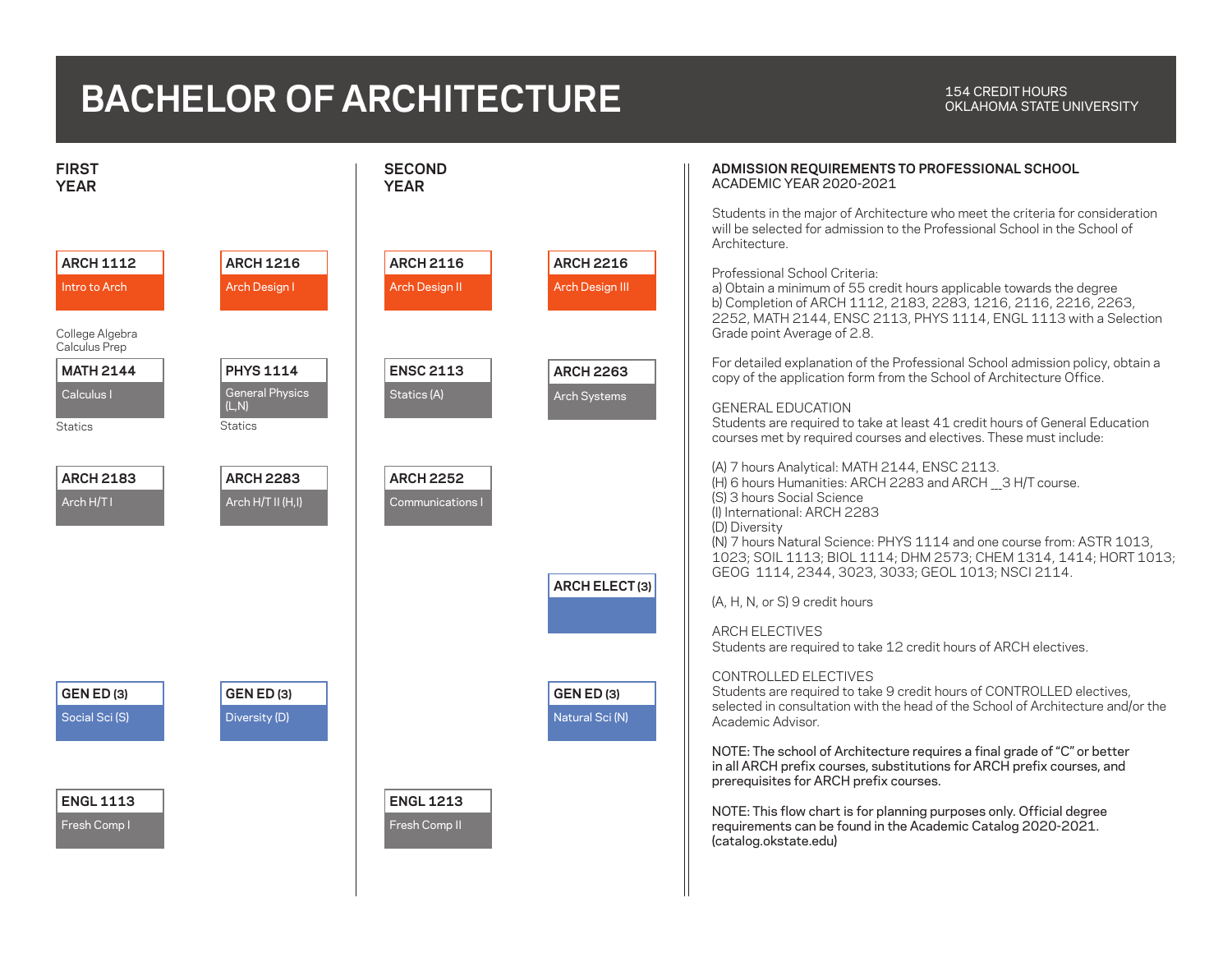# BACHELOR OF ARCHITECTURE

154 CREDIT HOURS
OKLAHOMA STATE UNIVERSITY

## FIRST YEAR

**ARCH 1112**
Intro to Arch

**ARCH 1216**
Arch Design I

College Algebra
Calculus Prep

**MATH 2144**
Calculus I

Statics

**PHYS 1114**
General Physics (L,N)

Statics

**ARCH 2183**
Arch H/T I

**ARCH 2283**
Arch H/T II (H,I)

**GEN ED (3)**
Social Sci (S)

**GEN ED (3)**
Diversity (D)

**ENGL 1113**
Fresh Comp I

## SECOND YEAR

**ARCH 2116**
Arch Design II

**ARCH 2216**
Arch Design III

**ENSC 2113**
Statics (A)

**ARCH 2263**
Arch Systems

**ARCH 2252**
Communications I

**ARCH ELECT (3)**

**GEN ED (3)**
Natural Sci (N)

**ENGL 1213**
Fresh Comp II

## ADMISSION REQUIREMENTS TO PROFESSIONAL SCHOOL
ACADEMIC YEAR 2020-2021

Students in the major of Architecture who meet the criteria for consideration will be selected for admission to the Professional School in the School of Architecture.

Professional School Criteria:
a) Obtain a minimum of 55 credit hours applicable towards the degree
b) Completion of ARCH 1112, 2183, 2283, 1216, 2116, 2216, 2263, 2252, MATH 2144, ENSC 2113, PHYS 1114, ENGL 1113 with a Selection Grade point Average of 2.8.

For detailed explanation of the Professional School admission policy, obtain a copy of the application form from the School of Architecture Office.

GENERAL EDUCATION
Students are required to take at least 41 credit hours of General Education courses met by required courses and electives. These must include:

(A) 7 hours Analytical: MATH 2144, ENSC 2113.
(H) 6 hours Humanities: ARCH 2283 and ARCH __3 H/T course.
(S) 3 hours Social Science
(I) International: ARCH 2283
(D) Diversity
(N) 7 hours Natural Science: PHYS 1114 and one course from: ASTR 1013, 1023; SOIL 1113; BIOL 1114; DHM 2573; CHEM 1314, 1414; HORT 1013; GEOG 1114, 2344, 3023, 3033; GEOL 1013; NSCI 2114.

(A, H, N, or S) 9 credit hours

ARCH ELECTIVES
Students are required to take 12 credit hours of ARCH electives.

CONTROLLED ELECTIVES
Students are required to take 9 credit hours of CONTROLLED electives, selected in consultation with the head of the School of Architecture and/or the Academic Advisor.

NOTE: The school of Architecture requires a final grade of "C" or better in all ARCH prefix courses, substitutions for ARCH prefix courses, and prerequisites for ARCH prefix courses.

NOTE: This flow chart is for planning purposes only. Official degree requirements can be found in the Academic Catalog 2020-2021. (catalog.okstate.edu)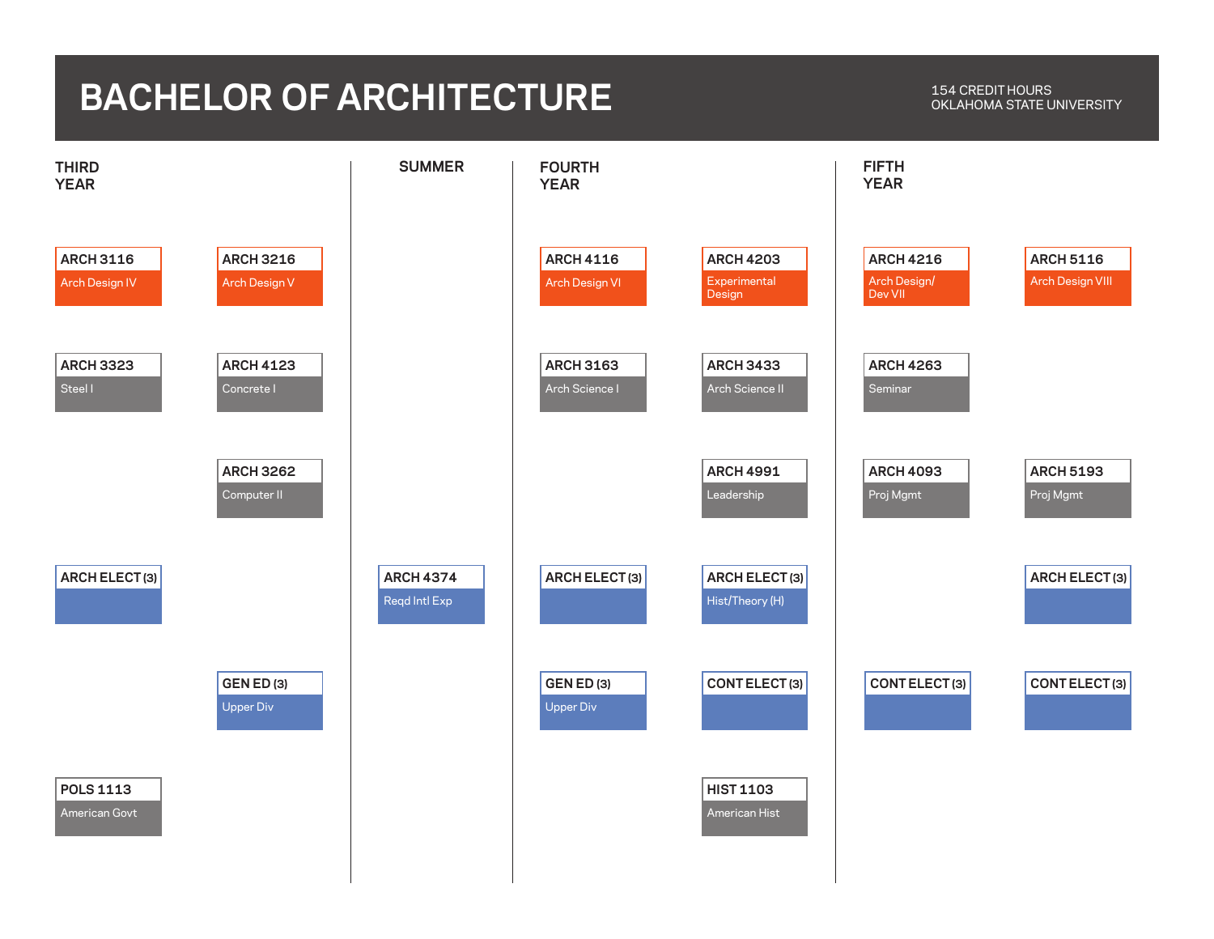# BACHELOR OF ARCHITECTURE

154 CREDIT HOURS
OKLAHOMA STATE UNIVERSITY

## THIRD YEAR

- ARCH 3116 — Arch Design IV
- ARCH 3216 — Arch Design V
- ARCH 3323 — Steel I
- ARCH 4123 — Concrete I
- ARCH 3262 — Computer II
- ARCH ELECT (3)
- GEN ED (3) — Upper Div
- POLS 1113 — American Govt

## SUMMER

- ARCH 4374 — Reqd Intl Exp

## FOURTH YEAR

- ARCH 4116 — Arch Design VI
- ARCH 4203 — Experimental Design
- ARCH 3163 — Arch Science I
- ARCH 3433 — Arch Science II
- ARCH 4991 — Leadership
- ARCH ELECT (3)
- ARCH ELECT (3) — Hist/Theory (H)
- GEN ED (3) — Upper Div
- CONT ELECT (3)
- HIST 1103 — American Hist

## FIFTH YEAR

- ARCH 4216 — Arch Design/ Dev VII
- ARCH 5116 — Arch Design VIII
- ARCH 4263 — Seminar
- ARCH 4093 — Proj Mgmt
- ARCH 5193 — Proj Mgmt
- ARCH ELECT (3)
- CONT ELECT (3)
- CONT ELECT (3)